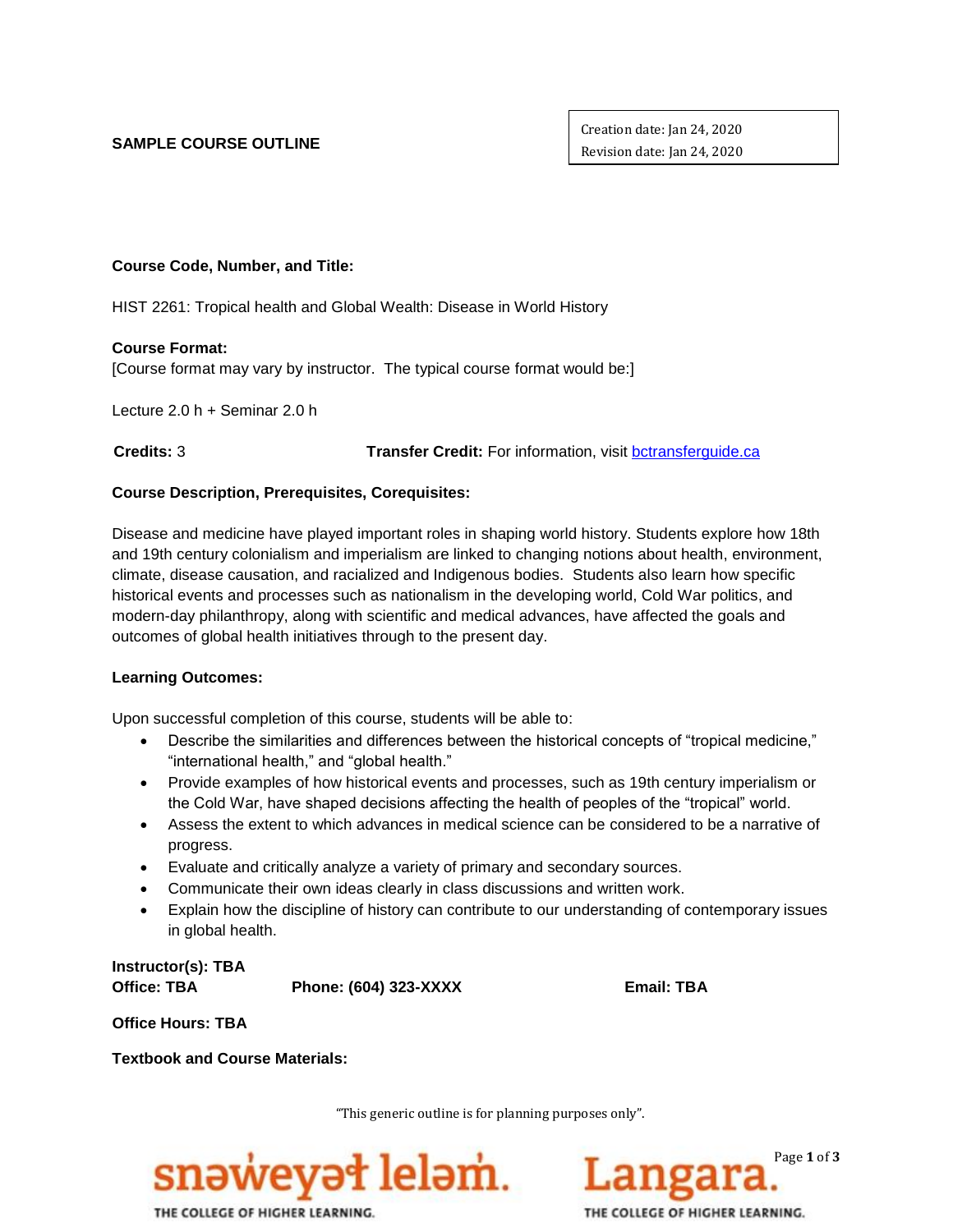**SAMPLE COURSE OUTLINE**

Creation date: Jan 24, 2020
Revision date: Jan 24, 2020

**Course Code, Number, and Title:**

HIST 2261: Tropical health and Global Wealth: Disease in World History

**Course Format:**
[Course format may vary by instructor. The typical course format would be:]

Lecture 2.0 h + Seminar 2.0 h

**Credits:** 3 **Transfer Credit:** For information, visit bctransferguide.ca

**Course Description, Prerequisites, Corequisites:**

Disease and medicine have played important roles in shaping world history. Students explore how 18th and 19th century colonialism and imperialism are linked to changing notions about health, environment, climate, disease causation, and racialized and Indigenous bodies. Students also learn how specific historical events and processes such as nationalism in the developing world, Cold War politics, and modern-day philanthropy, along with scientific and medical advances, have affected the goals and outcomes of global health initiatives through to the present day.

**Learning Outcomes:**

Upon successful completion of this course, students will be able to:

- Describe the similarities and differences between the historical concepts of "tropical medicine," "international health," and "global health."
- Provide examples of how historical events and processes, such as 19th century imperialism or the Cold War, have shaped decisions affecting the health of peoples of the "tropical" world.
- Assess the extent to which advances in medical science can be considered to be a narrative of progress.
- Evaluate and critically analyze a variety of primary and secondary sources.
- Communicate their own ideas clearly in class discussions and written work.
- Explain how the discipline of history can contribute to our understanding of contemporary issues in global health.

**Instructor(s): TBA**
**Office: TBA** **Phone: (604) 323-XXXX** **Email: TBA**

**Office Hours: TBA**

**Textbook and Course Materials:**

"This generic outline is for planning purposes only".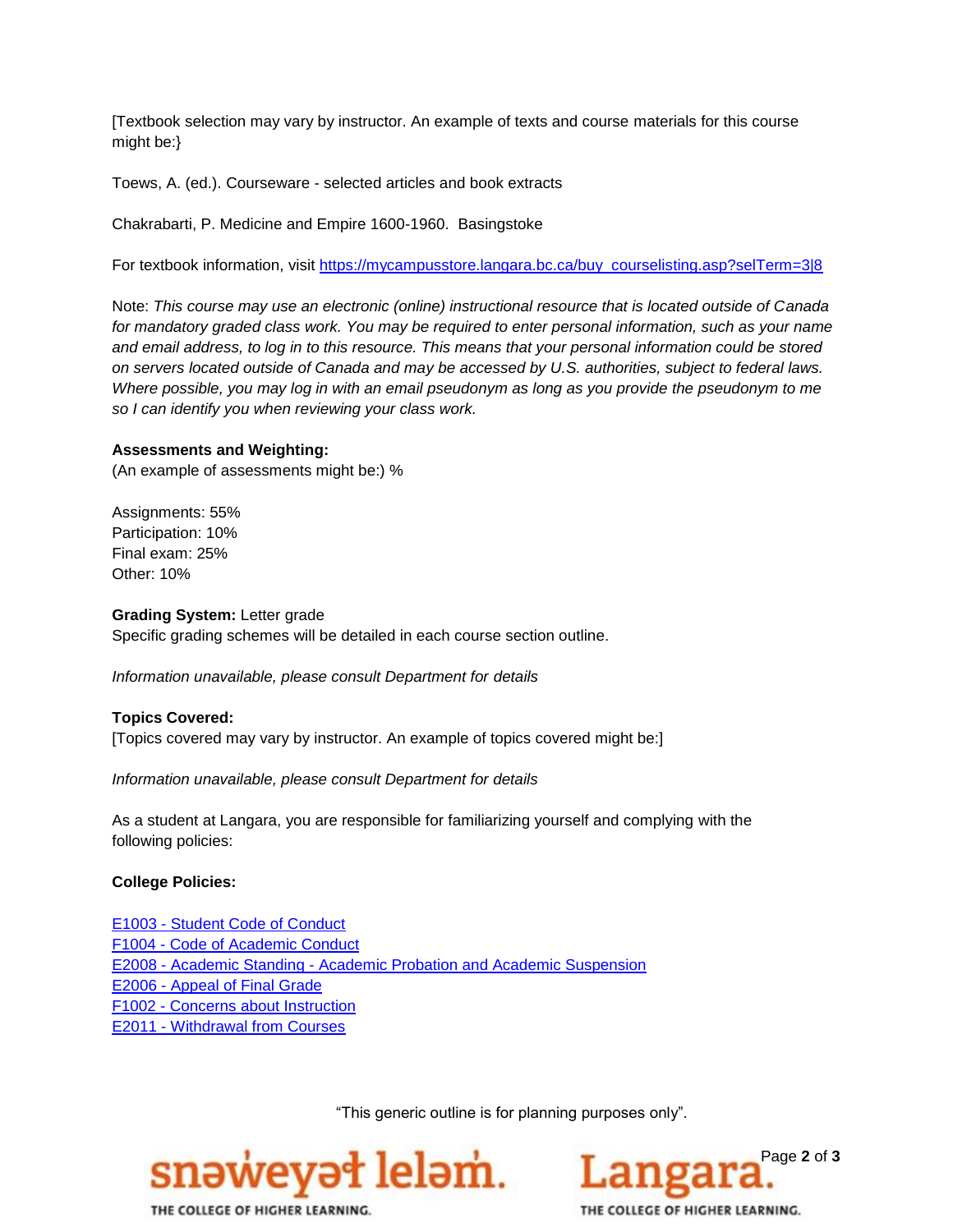[Textbook selection may vary by instructor. An example of texts and course materials for this course might be:}

Toews, A. (ed.). Courseware - selected articles and book extracts

Chakrabarti, P. Medicine and Empire 1600-1960. Basingstoke

For textbook information, visit https://mycampusstore.langara.bc.ca/buy_courselisting.asp?selTerm=3|8

Note: *This course may use an electronic (online) instructional resource that is located outside of Canada for mandatory graded class work. You may be required to enter personal information, such as your name and email address, to log in to this resource. This means that your personal information could be stored on servers located outside of Canada and may be accessed by U.S. authorities, subject to federal laws. Where possible, you may log in with an email pseudonym as long as you provide the pseudonym to me so I can identify you when reviewing your class work.*

**Assessments and Weighting:**
(An example of assessments might be:) %

Assignments: 55%
Participation: 10%
Final exam: 25%
Other: 10%

**Grading System:** Letter grade
Specific grading schemes will be detailed in each course section outline.

*Information unavailable, please consult Department for details*

**Topics Covered:**
[Topics covered may vary by instructor. An example of topics covered might be:]

*Information unavailable, please consult Department for details*

As a student at Langara, you are responsible for familiarizing yourself and complying with the following policies:

**College Policies:**

E1003 - Student Code of Conduct
F1004 - Code of Academic Conduct
E2008 - Academic Standing - Academic Probation and Academic Suspension
E2006 - Appeal of Final Grade
F1002 - Concerns about Instruction
E2011 - Withdrawal from Courses

"This generic outline is for planning purposes only".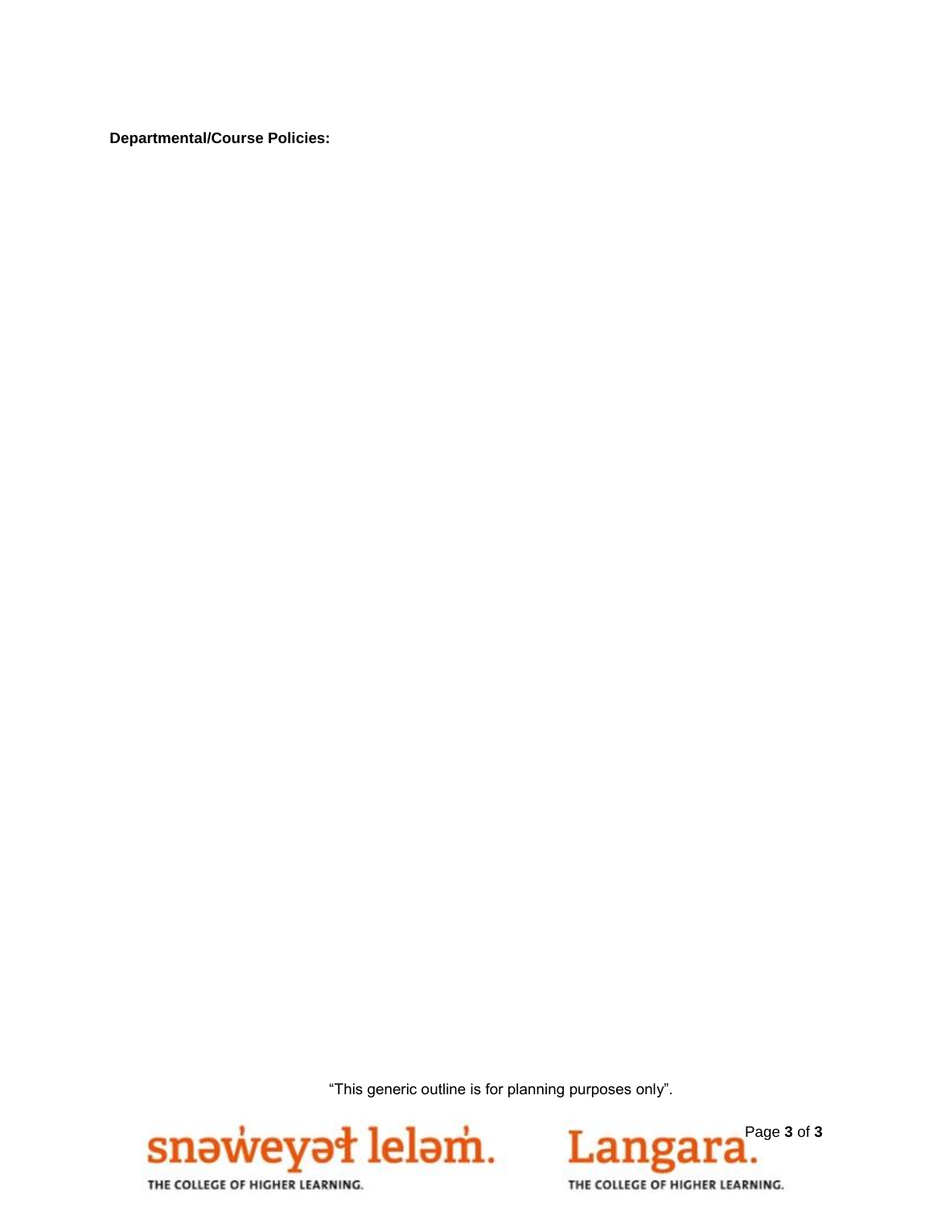**Departmental/Course Policies:**

"This generic outline is for planning purposes only".